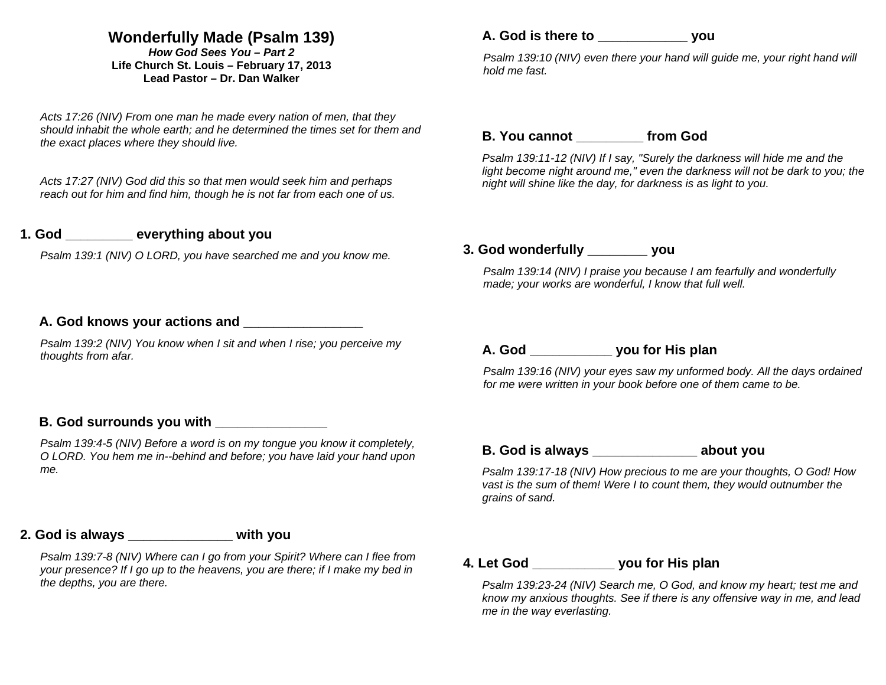# Wonderfully Made (Psalm 139)

***How God Sees You – Part 2***

**Life Church St. Louis – February 17, 2013**

**Lead Pastor – Dr. Dan Walker**

*Acts 17:26 (NIV) From one man he made every nation of men, that they should inhabit the whole earth; and he determined the times set for them and the exact places where they should live.*

*Acts 17:27 (NIV) God did this so that men would seek him and perhaps reach out for him and find him, though he is not far from each one of us.*

## 1. God _________ everything about you

*Psalm 139:1 (NIV) O LORD, you have searched me and you know me.*

### A. God knows your actions and ________________

*Psalm 139:2 (NIV) You know when I sit and when I rise; you perceive my thoughts from afar.*

### B. God surrounds you with _______________

*Psalm 139:4-5 (NIV) Before a word is on my tongue you know it completely, O LORD. You hem me in--behind and before; you have laid your hand upon me.*

## 2. God is always ______________ with you

*Psalm 139:7-8 (NIV) Where can I go from your Spirit? Where can I flee from your presence? If I go up to the heavens, you are there; if I make my bed in the depths, you are there.*

### A. God is there to ____________ you

*Psalm 139:10 (NIV) even there your hand will guide me, your right hand will hold me fast.*

### B. You cannot _________ from God

*Psalm 139:11-12 (NIV) If I say, "Surely the darkness will hide me and the light become night around me," even the darkness will not be dark to you; the night will shine like the day, for darkness is as light to you.*

## 3. God wonderfully ________ you

*Psalm 139:14 (NIV) I praise you because I am fearfully and wonderfully made; your works are wonderful, I know that full well.*

### A. God ___________ you for His plan

*Psalm 139:16 (NIV) your eyes saw my unformed body. All the days ordained for me were written in your book before one of them came to be.*

### B. God is always ______________ about you

*Psalm 139:17-18 (NIV) How precious to me are your thoughts, O God! How vast is the sum of them! Were I to count them, they would outnumber the grains of sand.*

## 4. Let God ___________ you for His plan

*Psalm 139:23-24 (NIV) Search me, O God, and know my heart; test me and know my anxious thoughts. See if there is any offensive way in me, and lead me in the way everlasting.*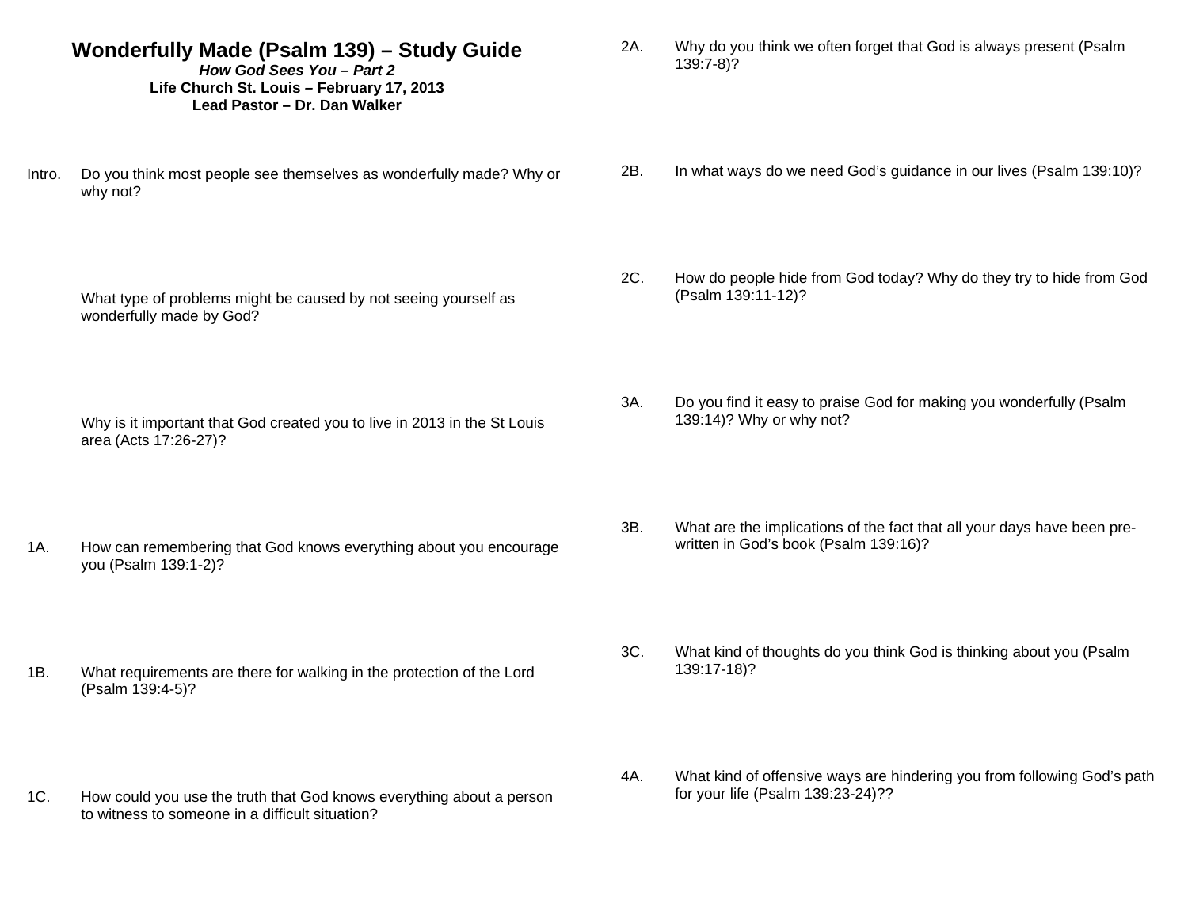# Wonderfully Made (Psalm 139) – Study Guide

***How God Sees You – Part 2***

**Life Church St. Louis – February 17, 2013**

**Lead Pastor – Dr. Dan Walker**

Intro. Do you think most people see themselves as wonderfully made? Why or why not?

What type of problems might be caused by not seeing yourself as wonderfully made by God?

Why is it important that God created you to live in 2013 in the St Louis area (Acts 17:26-27)?

1A. How can remembering that God knows everything about you encourage you (Psalm 139:1-2)?

1B. What requirements are there for walking in the protection of the Lord (Psalm 139:4-5)?

1C. How could you use the truth that God knows everything about a person to witness to someone in a difficult situation?

2A. Why do you think we often forget that God is always present (Psalm 139:7-8)?

2B. In what ways do we need God's guidance in our lives (Psalm 139:10)?

2C. How do people hide from God today? Why do they try to hide from God (Psalm 139:11-12)?

3A. Do you find it easy to praise God for making you wonderfully (Psalm 139:14)? Why or why not?

3B. What are the implications of the fact that all your days have been pre-written in God's book (Psalm 139:16)?

3C. What kind of thoughts do you think God is thinking about you (Psalm 139:17-18)?

4A. What kind of offensive ways are hindering you from following God's path for your life (Psalm 139:23-24)??